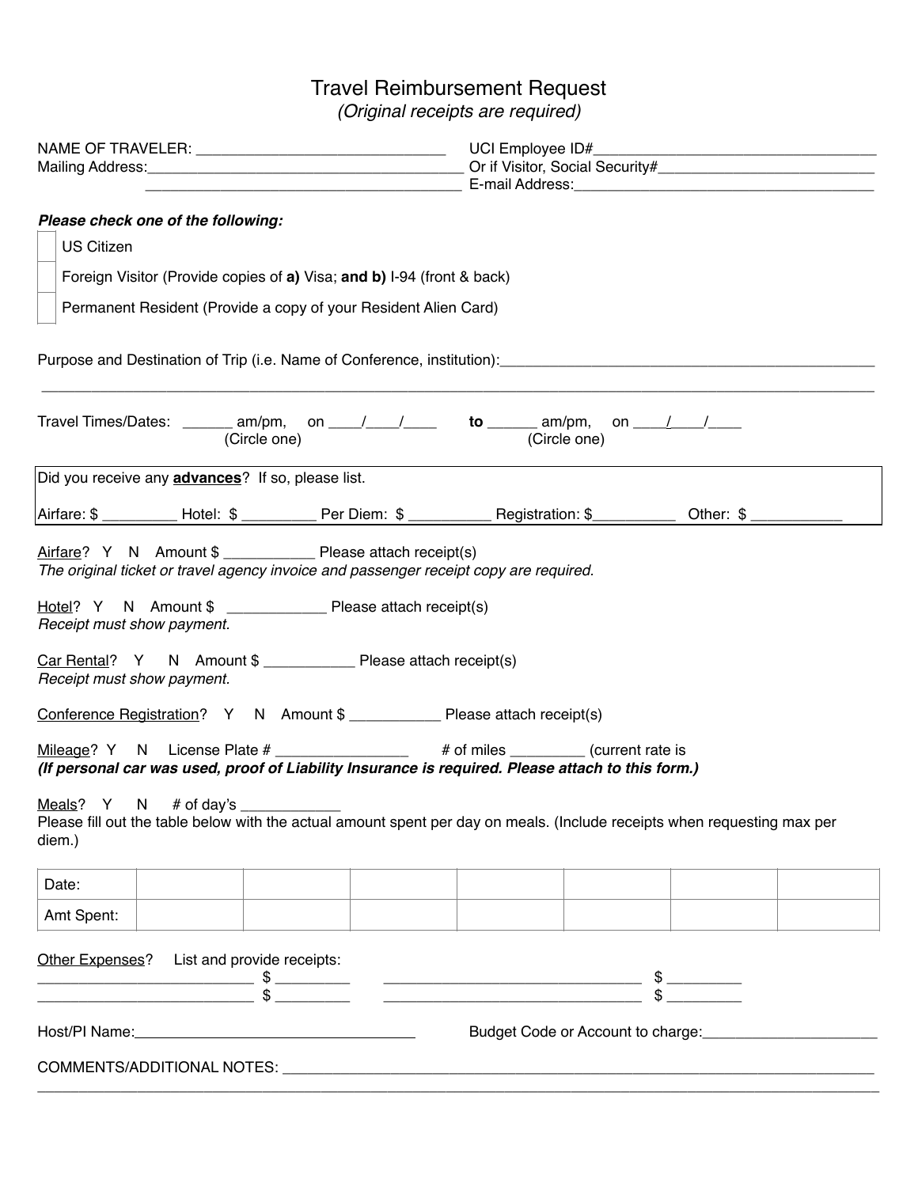# Travel Reimbursement Request

*(Original receipts are required)*

NAME OF TRAVELER: ______________________________ UCI Employee ID#________________________________

Mailing Address:____________________________________ Or if Visitor, Social Security#_________________________

____________________________________ E-mail Address:____________________________________

***Please check one of the following:***

- [ ] US Citizen
- [ ] Foreign Visitor (Provide copies of **a)** Visa; **and b)** I-94 (front & back)
- [ ] Permanent Resident (Provide a copy of your Resident Alien Card)

Purpose and Destination of Trip (i.e. Name of Conference, institution):____________________________________________

______________________________________________________________________________________________

Travel Times/Dates: ______ am/pm, on ____/____/____ **to** ______ am/pm, on ____/____/____
(Circle one) (Circle one)

Did you receive any **advances**? If so, please list.

Airfare: $ _________ Hotel: $ _________ Per Diem: $ __________ Registration: $__________ Other: $ ___________

Airfare? Y N Amount $ ___________ Please attach receipt(s)
*The original ticket or travel agency invoice and passenger receipt copy are required.*

Hotel? Y N Amount $ ____________ Please attach receipt(s)
*Receipt must show payment.*

Car Rental? Y N Amount $ ___________ Please attach receipt(s)
*Receipt must show payment.*

Conference Registration? Y N Amount $ ___________ Please attach receipt(s)

Mileage? Y N License Plate # ________________ # of miles _________ (current rate is
***(If personal car was used, proof of Liability Insurance is required. Please attach to this form.)***

Meals? Y N # of day's ____________
Please fill out the table below with the actual amount spent per day on meals. (Include receipts when requesting max per diem.)

| Date: | | | | | | | |
|---|---|---|---|---|---|---|---|
| Amt Spent: | | | | | | | |

Other Expenses? List and provide receipts:

__________________________ $ _________ ________________________________ $ _________
__________________________ $ _________ ________________________________ $ _________

Host/PI Name:___________________________________ Budget Code or Account to charge:_____________________

COMMENTS/ADDITIONAL NOTES: __________________________________________________________________________

______________________________________________________________________________________________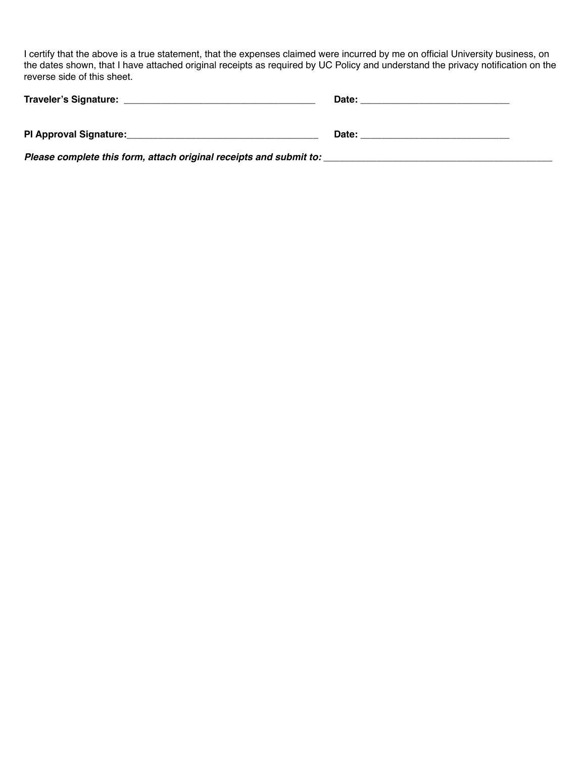I certify that the above is a true statement, that the expenses claimed were incurred by me on official University business, on the dates shown, that I have attached original receipts as required by UC Policy and understand the privacy notification on the reverse side of this sheet.

**Traveler's Signature:** ___________________________________ **Date:** ___________________________

**PI Approval Signature:**___________________________________ **Date:** ___________________________

***Please complete this form, attach original receipts and submit to:*** __________________________________________